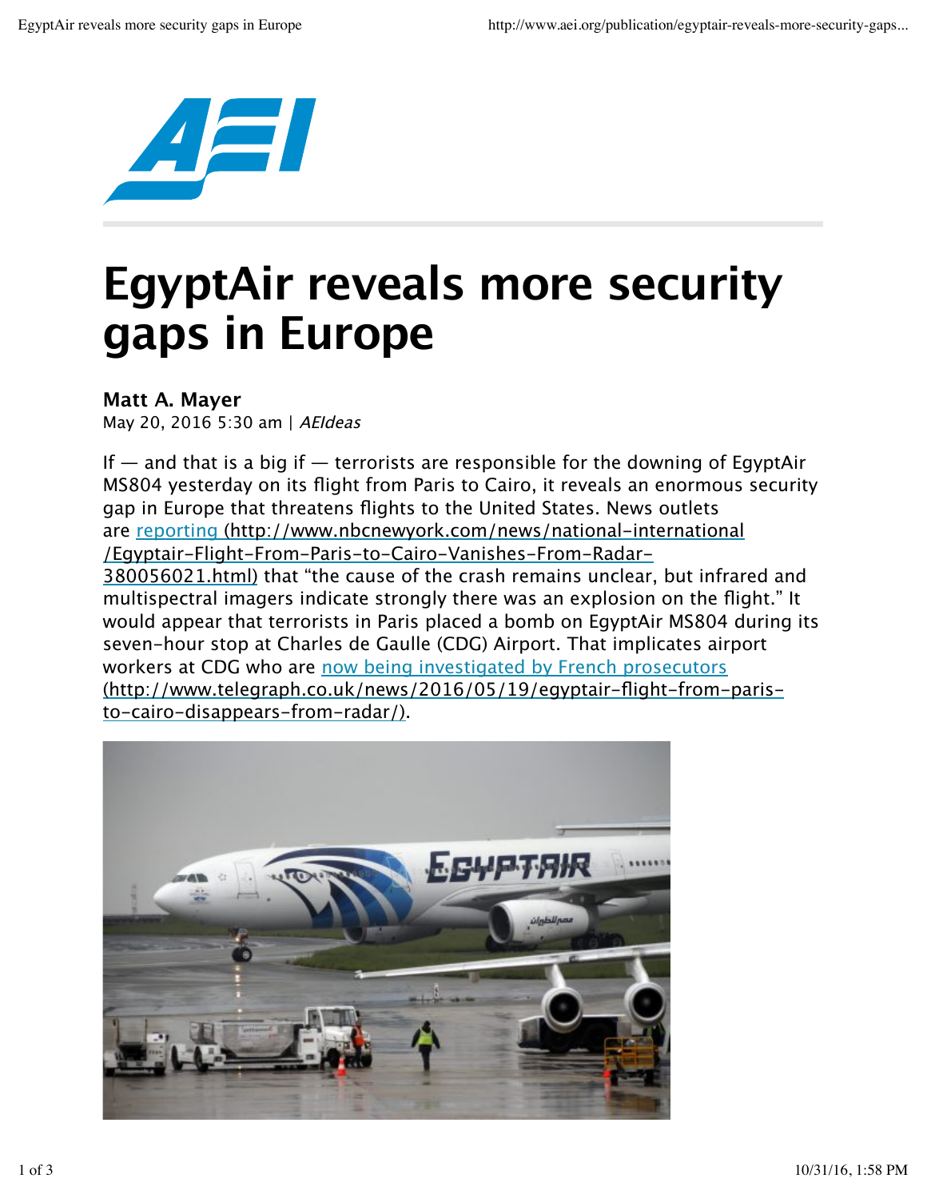# EgyptAir reveals more security gaps in Europe

**Matt A. Mayer**
May 20, 2016 5:30 am | *AEIdeas*

If — and that is a big if — terrorists are responsible for the downing of EgyptAir MS804 yesterday on its flight from Paris to Cairo, it reveals an enormous security gap in Europe that threatens flights to the United States. News outlets are reporting (http://www.nbcnewyork.com/news/national-international/Egyptair-Flight-From-Paris-to-Cairo-Vanishes-From-Radar-380056021.html) that "the cause of the crash remains unclear, but infrared and multispectral imagers indicate strongly there was an explosion on the flight." It would appear that terrorists in Paris placed a bomb on EgyptAir MS804 during its seven-hour stop at Charles de Gaulle (CDG) Airport. That implicates airport workers at CDG who are now being investigated by French prosecutors (http://www.telegraph.co.uk/news/2016/05/19/egyptair-flight-from-paris-to-cairo-disappears-from-radar/).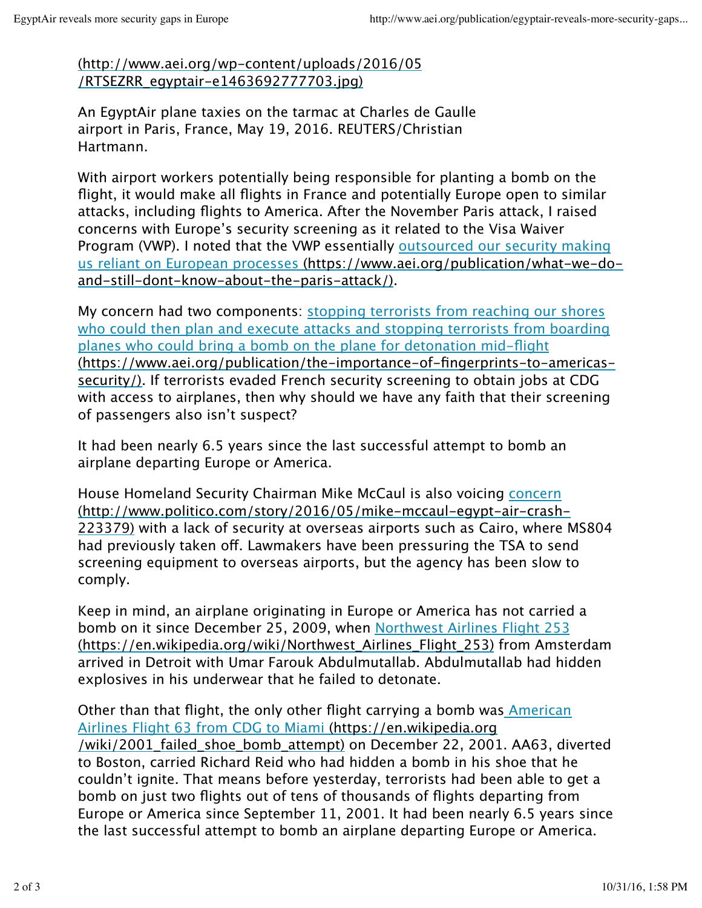[(http://www.aei.org/wp-content/uploads/2016/05/RTSEZRR_egyptair-e1463692777703.jpg)](http://www.aei.org/wp-content/uploads/2016/05/RTSEZRR_egyptair-e1463692777703.jpg)

An EgyptAir plane taxies on the tarmac at Charles de Gaulle airport in Paris, France, May 19, 2016. REUTERS/Christian Hartmann.

With airport workers potentially being responsible for planting a bomb on the flight, it would make all flights in France and potentially Europe open to similar attacks, including flights to America. After the November Paris attack, I raised concerns with Europe's security screening as it related to the Visa Waiver Program (VWP). I noted that the VWP essentially [outsourced our security making us reliant on European processes (https://www.aei.org/publication/what-we-do-and-still-dont-know-about-the-paris-attack/)](https://www.aei.org/publication/what-we-do-and-still-dont-know-about-the-paris-attack/).

My concern had two components: [stopping terrorists from reaching our shores who could then plan and execute attacks and stopping terrorists from boarding planes who could bring a bomb on the plane for detonation mid-flight (https://www.aei.org/publication/the-importance-of-fingerprints-to-americas-security/)](https://www.aei.org/publication/the-importance-of-fingerprints-to-americas-security/). If terrorists evaded French security screening to obtain jobs at CDG with access to airplanes, then why should we have any faith that their screening of passengers also isn't suspect?

It had been nearly 6.5 years since the last successful attempt to bomb an airplane departing Europe or America.

House Homeland Security Chairman Mike McCaul is also voicing [concern (http://www.politico.com/story/2016/05/mike-mccaul-egypt-air-crash-223379)](http://www.politico.com/story/2016/05/mike-mccaul-egypt-air-crash-223379) with a lack of security at overseas airports such as Cairo, where MS804 had previously taken off. Lawmakers have been pressuring the TSA to send screening equipment to overseas airports, but the agency has been slow to comply.

Keep in mind, an airplane originating in Europe or America has not carried a bomb on it since December 25, 2009, when [Northwest Airlines Flight 253 (https://en.wikipedia.org/wiki/Northwest_Airlines_Flight_253)](https://en.wikipedia.org/wiki/Northwest_Airlines_Flight_253) from Amsterdam arrived in Detroit with Umar Farouk Abdulmutallab. Abdulmutallab had hidden explosives in his underwear that he failed to detonate.

Other than that flight, the only other flight carrying a bomb was [American Airlines Flight 63 from CDG to Miami (https://en.wikipedia.org/wiki/2001_failed_shoe_bomb_attempt)](https://en.wikipedia.org/wiki/2001_failed_shoe_bomb_attempt) on December 22, 2001. AA63, diverted to Boston, carried Richard Reid who had hidden a bomb in his shoe that he couldn't ignite. That means before yesterday, terrorists had been able to get a bomb on just two flights out of tens of thousands of flights departing from Europe or America since September 11, 2001. It had been nearly 6.5 years since the last successful attempt to bomb an airplane departing Europe or America.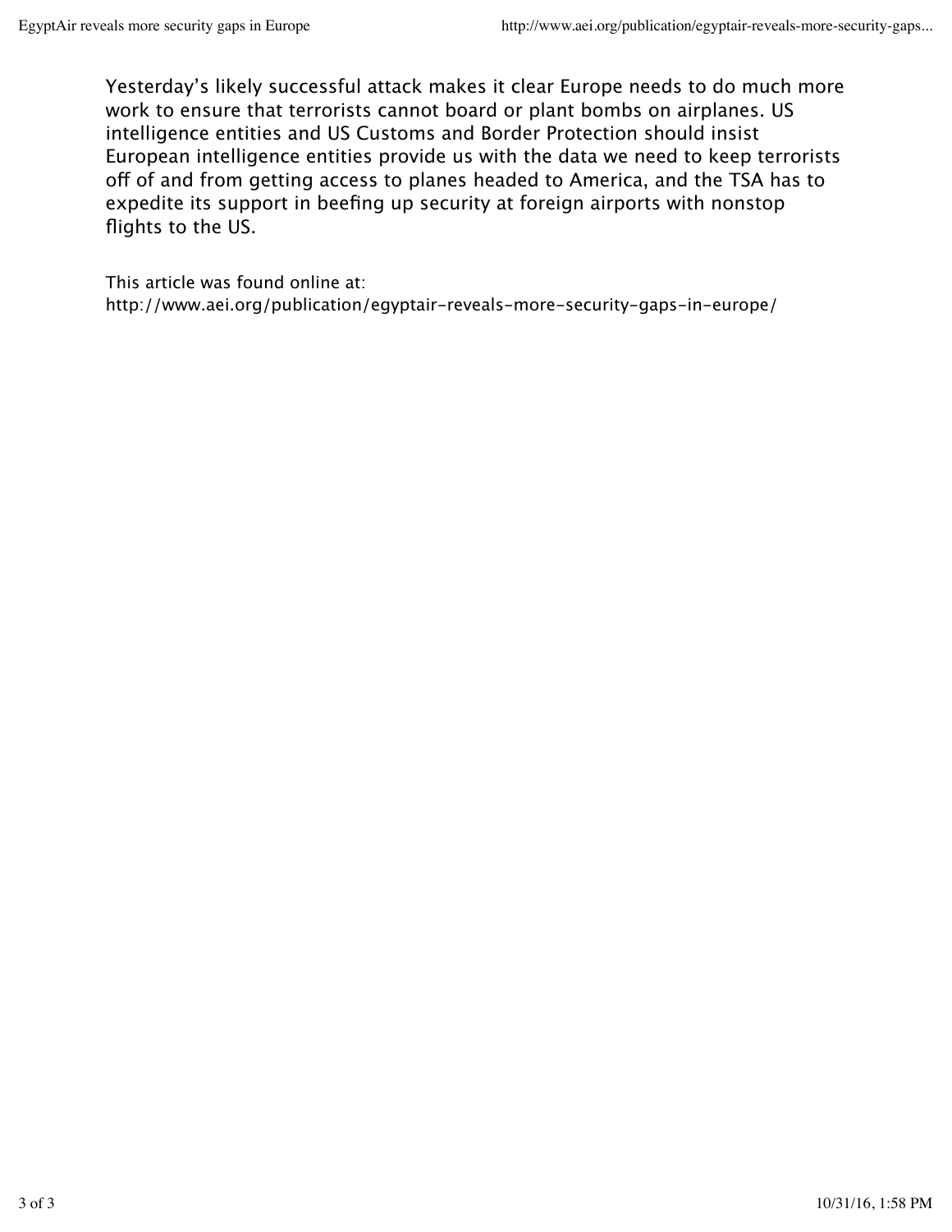Yesterday's likely successful attack makes it clear Europe needs to do much more work to ensure that terrorists cannot board or plant bombs on airplanes. US intelligence entities and US Customs and Border Protection should insist European intelligence entities provide us with the data we need to keep terrorists off of and from getting access to planes headed to America, and the TSA has to expedite its support in beefing up security at foreign airports with nonstop flights to the US.

This article was found online at:
http://www.aei.org/publication/egyptair-reveals-more-security-gaps-in-europe/